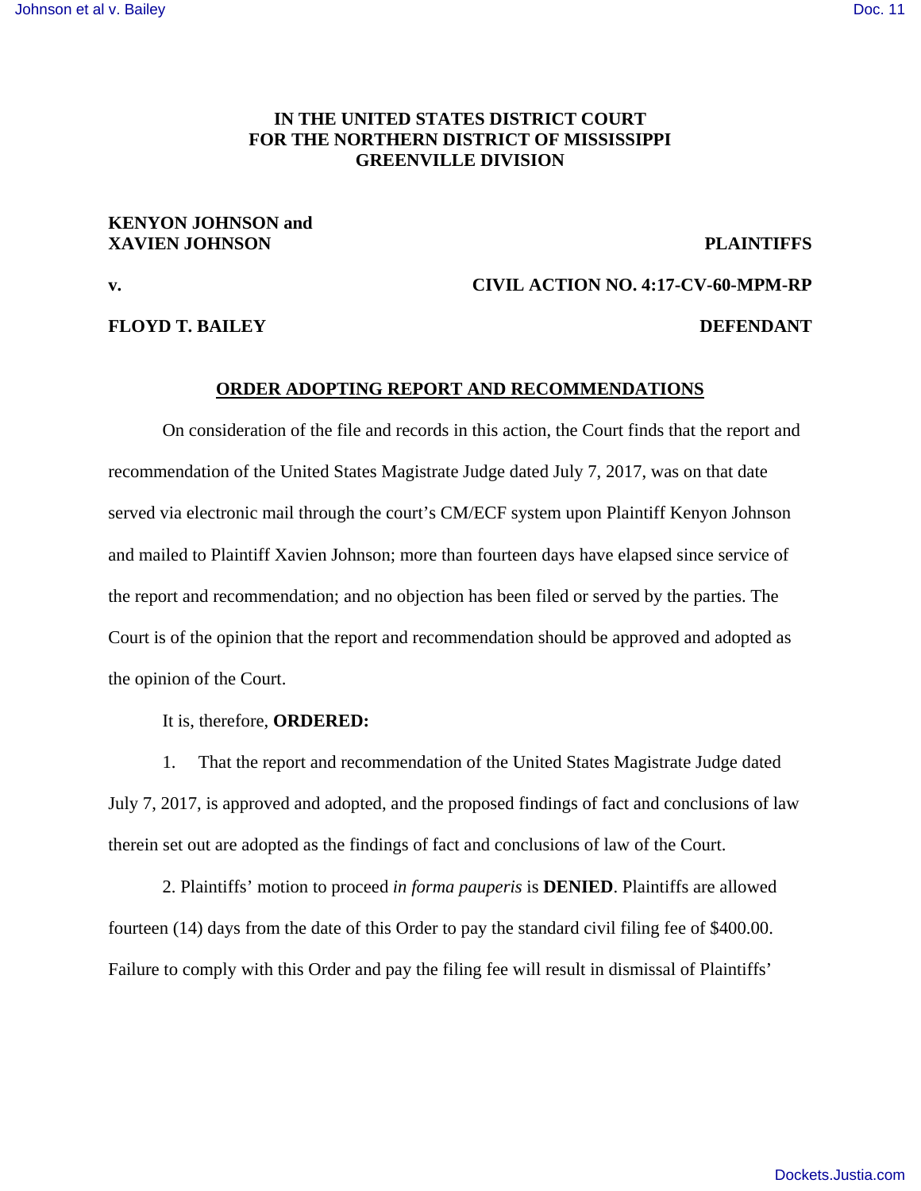**IN THE UNITED STATES DISTRICT COURT**
**FOR THE NORTHERN DISTRICT OF MISSISSIPPI**
**GREENVILLE DIVISION**

**KENYON JOHNSON and**
**XAVIEN JOHNSON** **PLAINTIFFS**

**v.** **CIVIL ACTION NO. 4:17-CV-60-MPM-RP**

**FLOYD T. BAILEY** **DEFENDANT**

**ORDER ADOPTING REPORT AND RECOMMENDATIONS**

On consideration of the file and records in this action, the Court finds that the report and recommendation of the United States Magistrate Judge dated July 7, 2017, was on that date served via electronic mail through the court's CM/ECF system upon Plaintiff Kenyon Johnson and mailed to Plaintiff Xavien Johnson; more than fourteen days have elapsed since service of the report and recommendation; and no objection has been filed or served by the parties. The Court is of the opinion that the report and recommendation should be approved and adopted as the opinion of the Court.

It is, therefore, **ORDERED:**

1. That the report and recommendation of the United States Magistrate Judge dated July 7, 2017, is approved and adopted, and the proposed findings of fact and conclusions of law therein set out are adopted as the findings of fact and conclusions of law of the Court.

2. Plaintiffs' motion to proceed *in forma pauperis* is **DENIED**. Plaintiffs are allowed fourteen (14) days from the date of this Order to pay the standard civil filing fee of $400.00. Failure to comply with this Order and pay the filing fee will result in dismissal of Plaintiffs'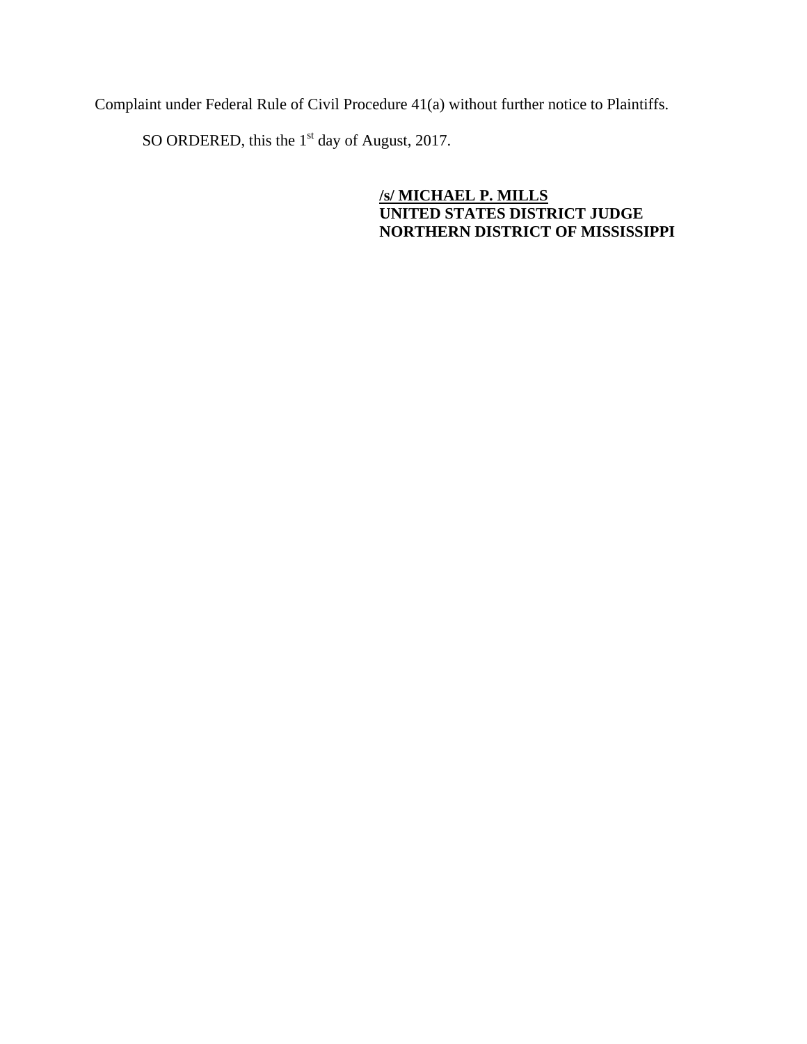Complaint under Federal Rule of Civil Procedure 41(a) without further notice to Plaintiffs.

SO ORDERED, this the 1st day of August, 2017.

**/s/ MICHAEL P. MILLS**
**UNITED STATES DISTRICT JUDGE**
**NORTHERN DISTRICT OF MISSISSIPPI**